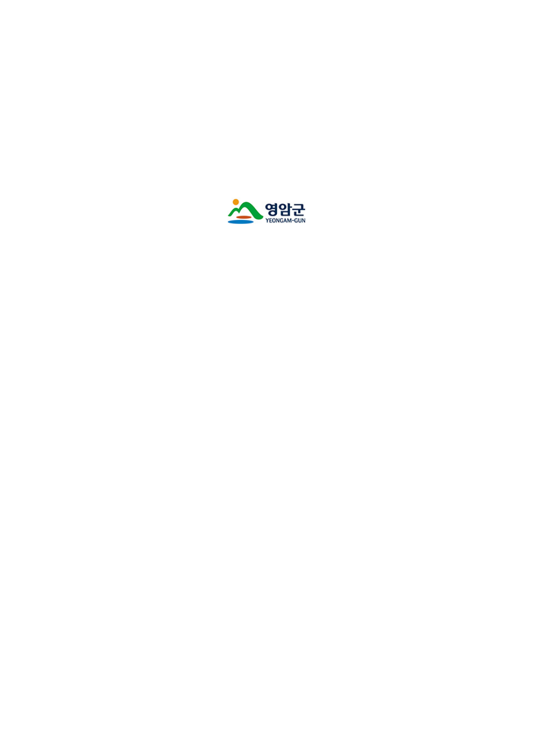영암군
YEONGAM-GUN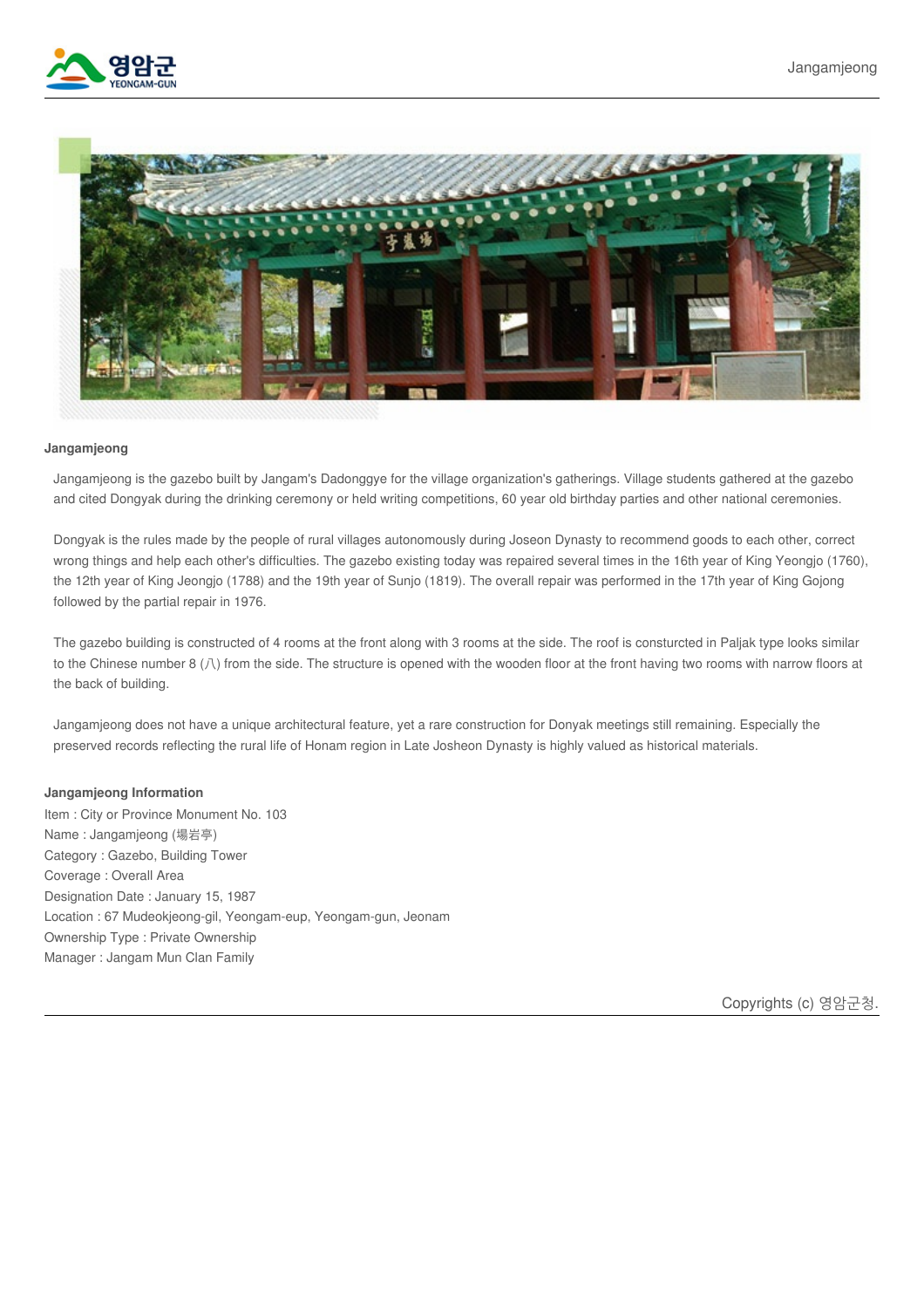**Jangamjeong**

Jangamjeong is the gazebo built by Jangam's Dadonggye for the village organization's gatherings. Village students gathered at the gazebo and cited Dongyak during the drinking ceremony or held writing competitions, 60 year old birthday parties and other national ceremonies.

Dongyak is the rules made by the people of rural villages autonomously during Joseon Dynasty to recommend goods to each other, correct wrong things and help each other's difficulties. The gazebo existing today was repaired several times in the 16th year of King Yeongjo (1760), the 12th year of King Jeongjo (1788) and the 19th year of Sunjo (1819). The overall repair was performed in the 17th year of King Gojong followed by the partial repair in 1976.

The gazebo building is constructed of 4 rooms at the front along with 3 rooms at the side. The roof is consturcted in Paljak type looks similar to the Chinese number 8 (八) from the side. The structure is opened with the wooden floor at the front having two rooms with narrow floors at the back of building.

Jangamjeong does not have a unique architectural feature, yet a rare construction for Donyak meetings still remaining. Especially the preserved records reflecting the rural life of Honam region in Late Josheon Dynasty is highly valued as historical materials.

**Jangamjeong Information**

Item : City or Province Monument No. 103
Name : Jangamjeong (場岩亭)
Category : Gazebo, Building Tower
Coverage : Overall Area
Designation Date : January 15, 1987
Location : 67 Mudeokjeong-gil, Yeongam-eup, Yeongam-gun, Jeonam
Ownership Type : Private Ownership
Manager : Jangam Mun Clan Family

Copyrights (c) 영암군청.